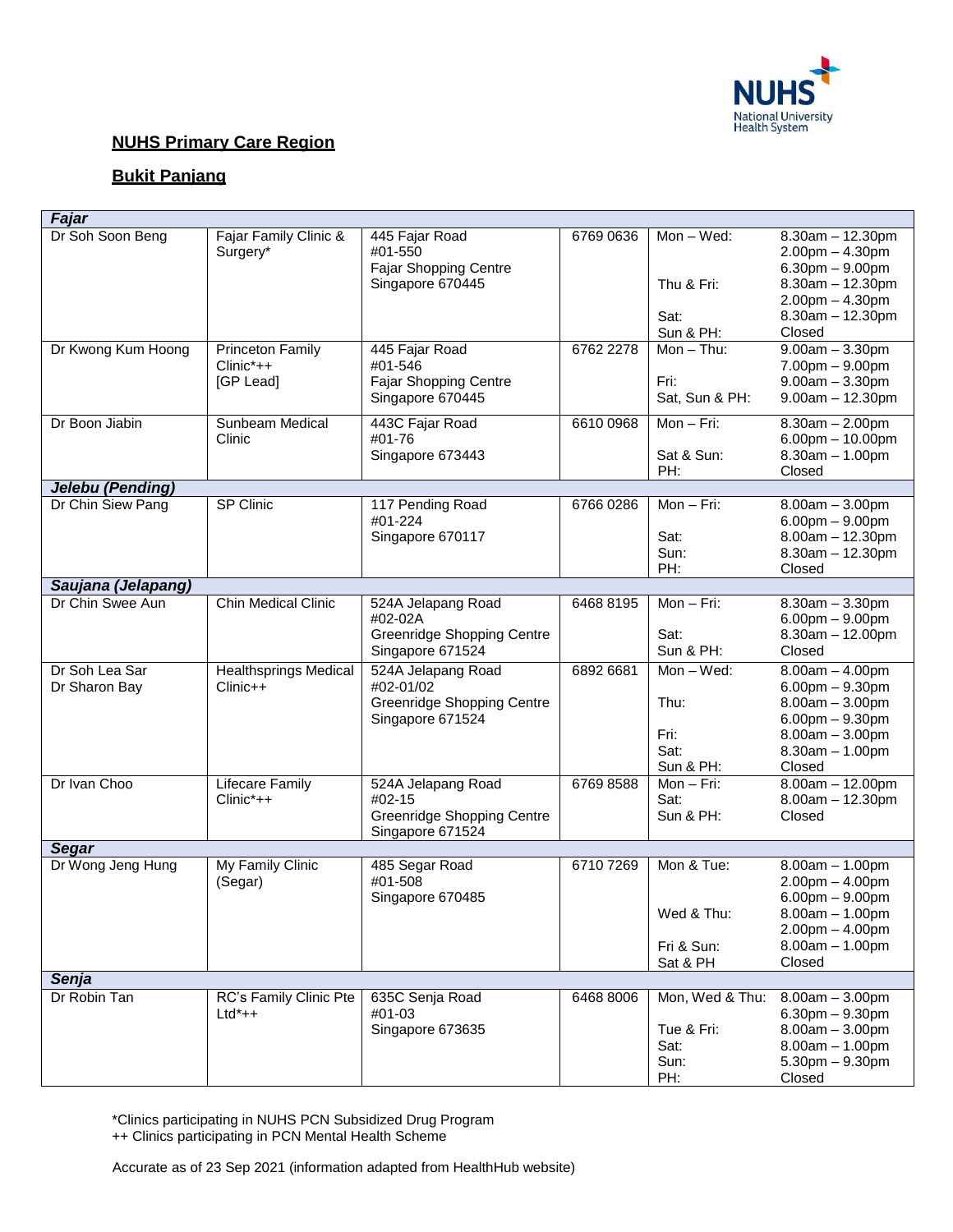## NHS Primary Care Region

**NUHS Primary Care Region**

**Bukit Panjang**

| Doctor | Clinic | Address | Phone | Days | Hours |
|---|---|---|---|---|---|
| ***Fajar*** | | | | | |
| Dr Soh Soon Beng | Fajar Family Clinic & Surgery* | 445 Fajar Road #01-550 Fajar Shopping Centre Singapore 670445 | 6769 0636 | Mon – Wed:<br><br><br>Thu & Fri:<br><br>Sat:<br>Sun & PH: | 8.30am – 12.30pm<br>2.00pm – 4.30pm<br>6.30pm – 9.00pm<br>8.30am – 12.30pm<br>2.00pm – 4.30pm<br>8.30am – 12.30pm<br>Closed |
| Dr Kwong Kum Hoong | Princeton Family Clinic*++ [GP Lead] | 445 Fajar Road #01-546 Fajar Shopping Centre Singapore 670445 | 6762 2278 | Mon – Thu:<br><br>Fri:<br>Sat, Sun & PH: | 9.00am – 3.30pm<br>7.00pm – 9.00pm<br>9.00am – 3.30pm<br>9.00am – 12.30pm |
| Dr Boon Jiabin | Sunbeam Medical Clinic | 443C Fajar Road #01-76 Singapore 673443 | 6610 0968 | Mon – Fri:<br><br>Sat & Sun:<br>PH: | 8.30am – 2.00pm<br>6.00pm – 10.00pm<br>8.30am – 1.00pm<br>Closed |
| ***Jelebu (Pending)*** | | | | | |
| Dr Chin Siew Pang | SP Clinic | 117 Pending Road #01-224 Singapore 670117 | 6766 0286 | Mon – Fri:<br><br>Sat:<br>Sun:<br>PH: | 8.00am – 3.00pm<br>6.00pm – 9.00pm<br>8.00am – 12.30pm<br>8.30am – 12.30pm<br>Closed |
| ***Saujana (Jelapang)*** | | | | | |
| Dr Chin Swee Aun | Chin Medical Clinic | 524A Jelapang Road #02-02A Greenridge Shopping Centre Singapore 671524 | 6468 8195 | Mon – Fri:<br><br>Sat:<br>Sun & PH: | 8.30am – 3.30pm<br>6.00pm – 9.00pm<br>8.30am – 12.00pm<br>Closed |
| Dr Soh Lea Sar<br>Dr Sharon Bay | Healthsprings Medical Clinic++ | 524A Jelapang Road #02-01/02 Greenridge Shopping Centre Singapore 671524 | 6892 6681 | Mon – Wed:<br><br>Thu:<br><br>Fri:<br>Sat:<br>Sun & PH: | 8.00am – 4.00pm<br>6.00pm – 9.30pm<br>8.00am – 3.00pm<br>6.00pm – 9.30pm<br>8.00am – 3.00pm<br>8.30am – 1.00pm<br>Closed |
| Dr Ivan Choo | Lifecare Family Clinic*++ | 524A Jelapang Road #02-15 Greenridge Shopping Centre Singapore 671524 | 6769 8588 | Mon – Fri:<br>Sat:<br>Sun & PH: | 8.00am – 12.00pm<br>8.00am – 12.30pm<br>Closed |
| ***Segar*** | | | | | |
| Dr Wong Jeng Hung | My Family Clinic (Segar) | 485 Segar Road #01-508 Singapore 670485 | 6710 7269 | Mon & Tue:<br><br><br>Wed & Thu:<br><br>Fri & Sun:<br>Sat & PH | 8.00am – 1.00pm<br>2.00pm – 4.00pm<br>6.00pm – 9.00pm<br>8.00am – 1.00pm<br>2.00pm – 4.00pm<br>8.00am – 1.00pm<br>Closed |
| ***Senja*** | | | | | |
| Dr Robin Tan | RC's Family Clinic Pte Ltd*++ | 635C Senja Road #01-03 Singapore 673635 | 6468 8006 | Mon, Wed & Thu:<br><br>Tue & Fri:<br>Sat:<br>Sun:<br>PH: | 8.00am – 3.00pm<br>6.30pm – 9.30pm<br>8.00am – 3.00pm<br>8.00am – 1.00pm<br>5.30pm – 9.30pm<br>Closed |

*Clinics participating in NUHS PCN Subsidized Drug Program
++ Clinics participating in PCN Mental Health Scheme

Accurate as of 23 Sep 2021 (information adapted from HealthHub website)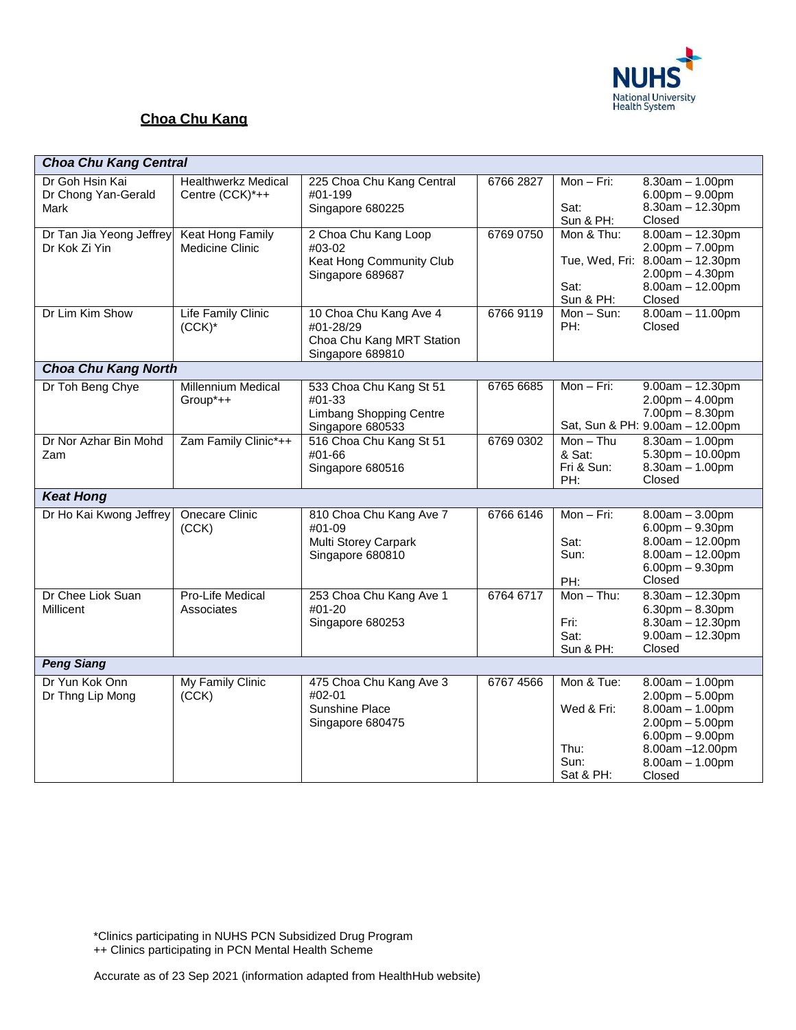## Choa Chu Kang

| Doctor(s) | Clinic | Address | Phone | Opening Hours |
|---|---|---|---|---|
| ***Choa Chu Kang Central*** | | | | |
| Dr Goh Hsin Kai<br>Dr Chong Yan-Gerald Mark | Healthwerkz Medical Centre (CCK)*++ | 225 Choa Chu Kang Central<br>#01-199<br>Singapore 680225 | 6766 2827 | Mon – Fri: 8.30am – 1.00pm, 6.00pm – 9.00pm<br>Sat: 8.30am – 12.30pm<br>Sun & PH: Closed |
| Dr Tan Jia Yeong Jeffrey<br>Dr Kok Zi Yin | Keat Hong Family Medicine Clinic | 2 Choa Chu Kang Loop<br>#03-02<br>Keat Hong Community Club<br>Singapore 689687 | 6769 0750 | Mon & Thu: 8.00am – 12.30pm, 2.00pm – 7.00pm<br>Tue, Wed, Fri: 8.00am – 12.30pm, 2.00pm – 4.30pm<br>Sat: 8.00am – 12.00pm<br>Sun & PH: Closed |
| Dr Lim Kim Show | Life Family Clinic (CCK)* | 10 Choa Chu Kang Ave 4<br>#01-28/29<br>Choa Chu Kang MRT Station<br>Singapore 689810 | 6766 9119 | Mon – Sun: 8.00am – 11.00pm<br>PH: Closed |
| ***Choa Chu Kang North*** | | | | |
| Dr Toh Beng Chye | Millennium Medical Group*++ | 533 Choa Chu Kang St 51<br>#01-33<br>Limbang Shopping Centre<br>Singapore 680533 | 6765 6685 | Mon – Fri: 9.00am – 12.30pm, 2.00pm – 4.00pm, 7.00pm – 8.30pm<br>Sat, Sun & PH: 9.00am – 12.00pm |
| Dr Nor Azhar Bin Mohd Zam | Zam Family Clinic*++ | 516 Choa Chu Kang St 51<br>#01-66<br>Singapore 680516 | 6769 0302 | Mon – Thu & Sat: 8.30am – 1.00pm, 5.30pm – 10.00pm<br>Fri & Sun: 8.30am – 1.00pm<br>PH: Closed |
| ***Keat Hong*** | | | | |
| Dr Ho Kai Kwong Jeffrey | Onecare Clinic (CCK) | 810 Choa Chu Kang Ave 7<br>#01-09<br>Multi Storey Carpark<br>Singapore 680810 | 6766 6146 | Mon – Fri: 8.00am – 3.00pm, 6.00pm – 9.30pm<br>Sat: 8.00am – 12.00pm<br>Sun: 8.00am – 12.00pm, 6.00pm – 9.30pm<br>PH: Closed |
| Dr Chee Liok Suan Millicent | Pro-Life Medical Associates | 253 Choa Chu Kang Ave 1<br>#01-20<br>Singapore 680253 | 6764 6717 | Mon – Thu: 8.30am – 12.30pm, 6.30pm – 8.30pm<br>Fri: 8.30am – 12.30pm<br>Sat: 9.00am – 12.30pm<br>Sun & PH: Closed |
| ***Peng Siang*** | | | | |
| Dr Yun Kok Onn<br>Dr Thng Lip Mong | My Family Clinic (CCK) | 475 Choa Chu Kang Ave 3<br>#02-01<br>Sunshine Place<br>Singapore 680475 | 6767 4566 | Mon & Tue: 8.00am – 1.00pm, 2.00pm – 5.00pm<br>Wed & Fri: 8.00am – 1.00pm, 2.00pm – 5.00pm, 6.00pm – 9.00pm<br>Thu: 8.00am –12.00pm<br>Sun: 8.00am – 1.00pm<br>Sat & PH: Closed |

*Clinics participating in NUHS PCN Subsidized Drug Program
++ Clinics participating in PCN Mental Health Scheme

Accurate as of 23 Sep 2021 (information adapted from HealthHub website)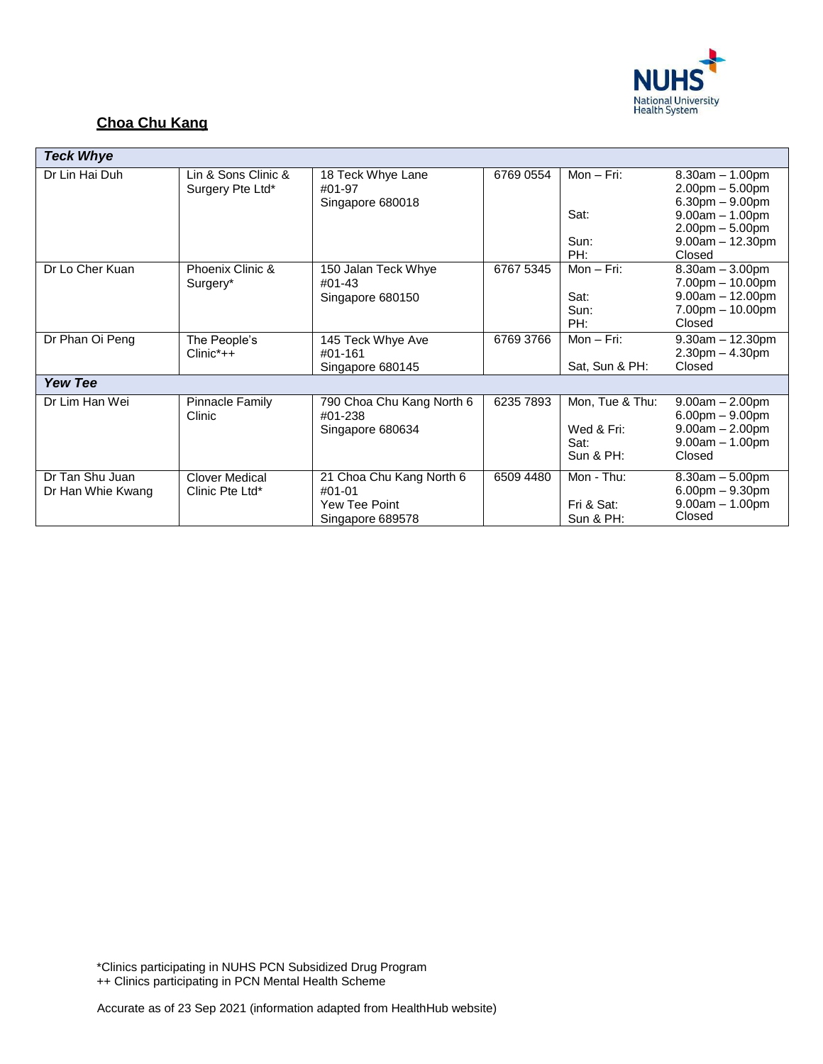## Choa Chu Kang

| Teck Whye | | | | | |
|---|---|---|---|---|---|
| Dr Lin Hai Duh | Lin & Sons Clinic & Surgery Pte Ltd* | 18 Teck Whye Lane #01-97 Singapore 680018 | 6769 0554 | Mon – Fri:<br><br><br>Sat:<br><br>Sun:<br>PH: | 8.30am – 1.00pm<br>2.00pm – 5.00pm<br>6.30pm – 9.00pm<br>9.00am – 1.00pm<br>2.00pm – 5.00pm<br>9.00am – 12.30pm<br>Closed |
| Dr Lo Cher Kuan | Phoenix Clinic & Surgery* | 150 Jalan Teck Whye #01-43 Singapore 680150 | 6767 5345 | Mon – Fri:<br><br>Sat:<br>Sun:<br>PH: | 8.30am – 3.00pm<br>7.00pm – 10.00pm<br>9.00am – 12.00pm<br>7.00pm – 10.00pm<br>Closed |
| Dr Phan Oi Peng | The People's Clinic*++ | 145 Teck Whye Ave #01-161 Singapore 680145 | 6769 3766 | Mon – Fri:<br><br>Sat, Sun & PH: | 9.30am – 12.30pm<br>2.30pm – 4.30pm<br>Closed |
| **Yew Tee** | | | | | |
| Dr Lim Han Wei | Pinnacle Family Clinic | 790 Choa Chu Kang North 6 #01-238 Singapore 680634 | 6235 7893 | Mon, Tue & Thu:<br><br>Wed & Fri:<br>Sat:<br>Sun & PH: | 9.00am – 2.00pm<br>6.00pm – 9.00pm<br>9.00am – 2.00pm<br>9.00am – 1.00pm<br>Closed |
| Dr Tan Shu Juan<br>Dr Han Whie Kwang | Clover Medical Clinic Pte Ltd* | 21 Choa Chu Kang North 6 #01-01 Yew Tee Point Singapore 689578 | 6509 4480 | Mon - Thu:<br><br>Fri & Sat:<br>Sun & PH: | 8.30am – 5.00pm<br>6.00pm – 9.30pm<br>9.00am – 1.00pm<br>Closed |

*Clinics participating in NUHS PCN Subsidized Drug Program
++ Clinics participating in PCN Mental Health Scheme

Accurate as of 23 Sep 2021 (information adapted from HealthHub website)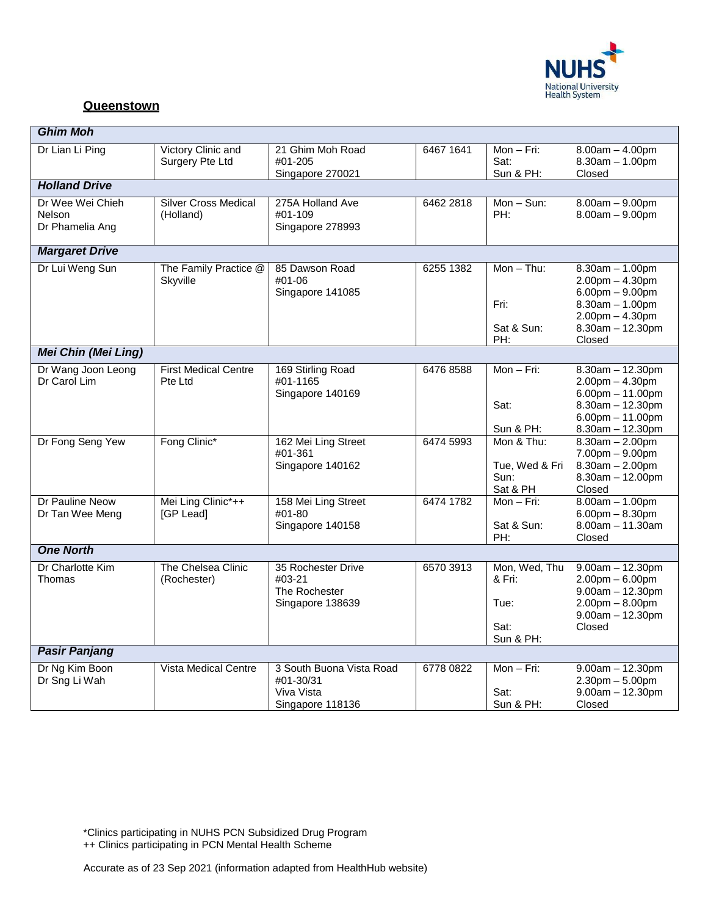## Queenstown

| | | | | | |
|---|---|---|---|---|---|
| ***Ghim Moh*** | | | | | |
| Dr Lian Li Ping | Victory Clinic and Surgery Pte Ltd | 21 Ghim Moh Road #01-205 Singapore 270021 | 6467 1641 | Mon – Fri:<br>Sat:<br>Sun & PH: | 8.00am – 4.00pm<br>8.30am – 1.00pm<br>Closed |
| ***Holland Drive*** | | | | | |
| Dr Wee Wei Chieh Nelson<br>Dr Phamelia Ang | Silver Cross Medical (Holland) | 275A Holland Ave #01-109 Singapore 278993 | 6462 2818 | Mon – Sun:<br>PH: | 8.00am – 9.00pm<br>8.00am – 9.00pm |
| ***Margaret Drive*** | | | | | |
| Dr Lui Weng Sun | The Family Practice @ Skyville | 85 Dawson Road #01-06 Singapore 141085 | 6255 1382 | Mon – Thu:<br><br><br>Fri:<br><br>Sat & Sun:<br>PH: | 8.30am – 1.00pm<br>2.00pm – 4.30pm<br>6.00pm – 9.00pm<br>8.30am – 1.00pm<br>2.00pm – 4.30pm<br>8.30am – 12.30pm<br>Closed |
| ***Mei Chin (Mei Ling)*** | | | | | |
| Dr Wang Joon Leong<br>Dr Carol Lim | First Medical Centre Pte Ltd | 169 Stirling Road #01-1165 Singapore 140169 | 6476 8588 | Mon – Fri:<br><br><br>Sat:<br><br>Sun & PH: | 8.30am – 12.30pm<br>2.00pm – 4.30pm<br>6.00pm – 11.00pm<br>8.30am – 12.30pm<br>6.00pm – 11.00pm<br>8.30am – 12.30pm |
| Dr Fong Seng Yew | Fong Clinic* | 162 Mei Ling Street #01-361 Singapore 140162 | 6474 5993 | Mon & Thu:<br><br>Tue, Wed & Fri<br>Sun:<br>Sat & PH | 8.30am – 2.00pm<br>7.00pm – 9.00pm<br>8.30am – 2.00pm<br>8.30am – 12.00pm<br>Closed |
| Dr Pauline Neow<br>Dr Tan Wee Meng | Mei Ling Clinic*++ [GP Lead] | 158 Mei Ling Street #01-80 Singapore 140158 | 6474 1782 | Mon – Fri:<br><br>Sat & Sun:<br>PH: | 8.00am – 1.00pm<br>6.00pm – 8.30pm<br>8.00am – 11.30am<br>Closed |
| ***One North*** | | | | | |
| Dr Charlotte Kim Thomas | The Chelsea Clinic (Rochester) | 35 Rochester Drive #03-21 The Rochester Singapore 138639 | 6570 3913 | Mon, Wed, Thu & Fri:<br><br>Tue:<br><br>Sat:<br>Sun & PH: | 9.00am – 12.30pm<br>2.00pm – 6.00pm<br>9.00am – 12.30pm<br>2.00pm – 8.00pm<br>9.00am – 12.30pm<br>Closed |
| ***Pasir Panjang*** | | | | | |
| Dr Ng Kim Boon<br>Dr Sng Li Wah | Vista Medical Centre | 3 South Buona Vista Road #01-30/31 Viva Vista Singapore 118136 | 6778 0822 | Mon – Fri:<br><br>Sat:<br>Sun & PH: | 9.00am – 12.30pm<br>2.30pm – 5.00pm<br>9.00am – 12.30pm<br>Closed |

*Clinics participating in NUHS PCN Subsidized Drug Program
++ Clinics participating in PCN Mental Health Scheme

Accurate as of 23 Sep 2021 (information adapted from HealthHub website)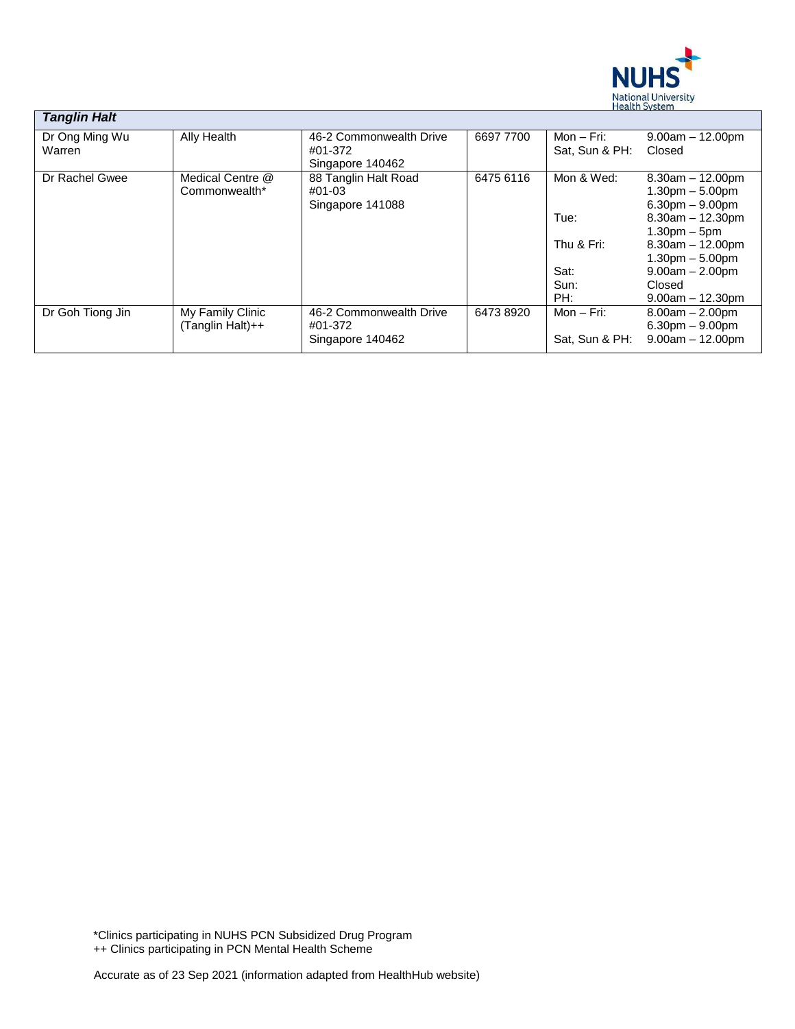| *Tanglin Halt* | | | | | |
|---|---|---|---|---|---|
| Dr Ong Ming Wu Warren | Ally Health | 46-2 Commonwealth Drive #01-372 Singapore 140462 | 6697 7700 | Mon – Fri: Sat, Sun & PH: | 9.00am – 12.00pm Closed |
| Dr Rachel Gwee | Medical Centre @ Commonwealth* | 88 Tanglin Halt Road #01-03 Singapore 141088 | 6475 6116 | Mon & Wed: Tue: Thu & Fri: Sat: Sun: PH: | 8.30am – 12.00pm 1.30pm – 5.00pm 6.30pm – 9.00pm 8.30am – 12.30pm 1.30pm – 5pm 8.30am – 12.00pm 1.30pm – 5.00pm 9.00am – 2.00pm Closed 9.00am – 12.30pm |
| Dr Goh Tiong Jin | My Family Clinic (Tanglin Halt)++ | 46-2 Commonwealth Drive #01-372 Singapore 140462 | 6473 8920 | Mon – Fri: Sat, Sun & PH: | 8.00am – 2.00pm 6.30pm – 9.00pm 9.00am – 12.00pm |

*Clinics participating in NUHS PCN Subsidized Drug Program
++ Clinics participating in PCN Mental Health Scheme

Accurate as of 23 Sep 2021 (information adapted from HealthHub website)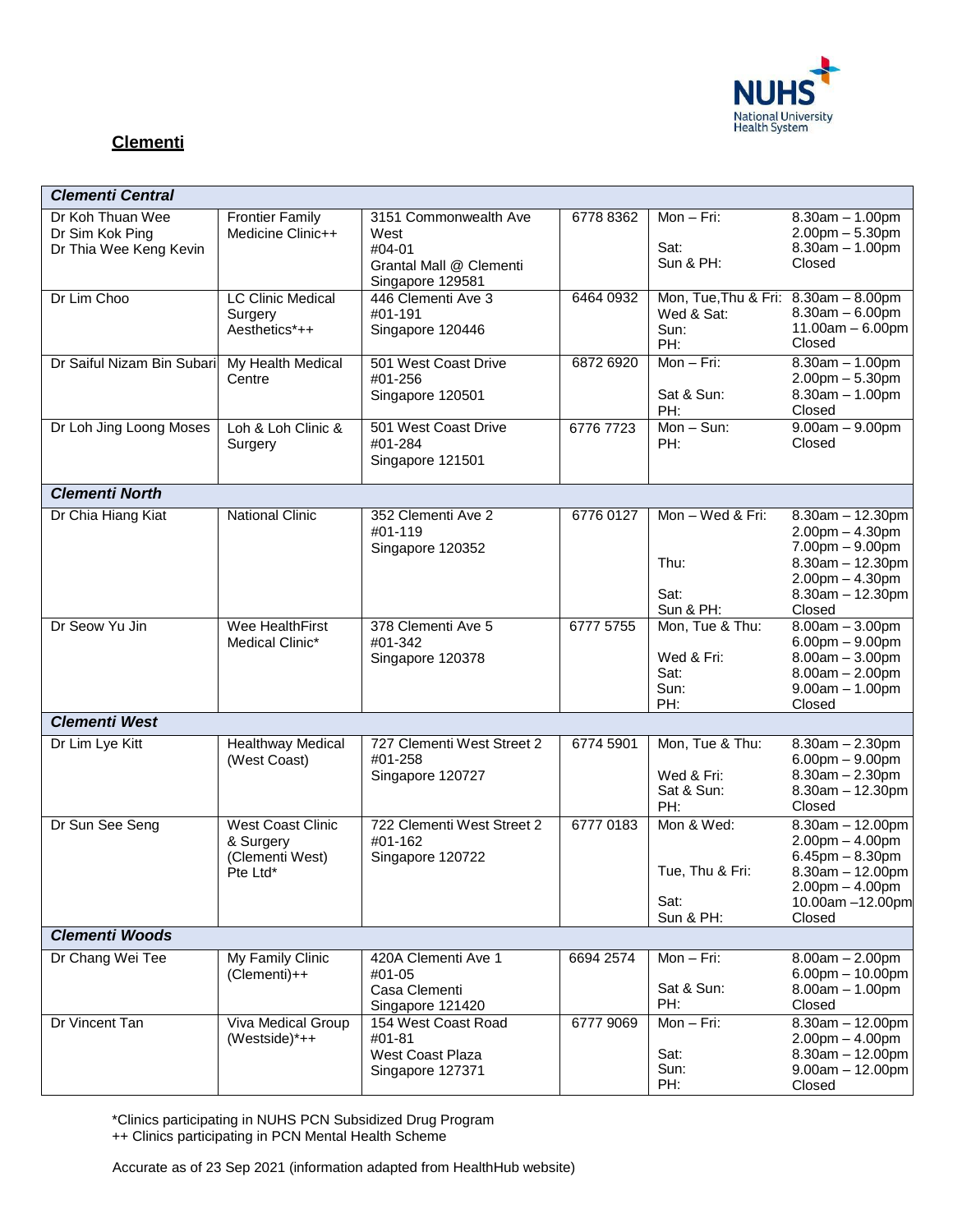## Clementi

| | | | | | |
|---|---|---|---|---|---|
| ***Clementi Central*** | | | | | |
| Dr Koh Thuan Wee<br>Dr Sim Kok Ping<br>Dr Thia Wee Keng Kevin | Frontier Family Medicine Clinic++ | 3151 Commonwealth Ave West<br>#04-01<br>Grantal Mall @ Clementi<br>Singapore 129581 | 6778 8362 | Mon – Fri:<br><br>Sat:<br>Sun & PH: | 8.30am – 1.00pm<br>2.00pm – 5.30pm<br>8.30am – 1.00pm<br>Closed |
| Dr Lim Choo | LC Clinic Medical Surgery Aesthetics*++ | 446 Clementi Ave 3<br>#01-191<br>Singapore 120446 | 6464 0932 | Mon, Tue,Thu & Fri:<br>Wed & Sat:<br>Sun:<br>PH: | 8.30am – 8.00pm<br>8.30am – 6.00pm<br>11.00am – 6.00pm<br>Closed |
| Dr Saiful Nizam Bin Subari | My Health Medical Centre | 501 West Coast Drive<br>#01-256<br>Singapore 120501 | 6872 6920 | Mon – Fri:<br><br>Sat & Sun:<br>PH: | 8.30am – 1.00pm<br>2.00pm – 5.30pm<br>8.30am – 1.00pm<br>Closed |
| Dr Loh Jing Loong Moses | Loh & Loh Clinic & Surgery | 501 West Coast Drive<br>#01-284<br>Singapore 121501 | 6776 7723 | Mon – Sun:<br>PH: | 9.00am – 9.00pm<br>Closed |
| ***Clementi North*** | | | | | |
| Dr Chia Hiang Kiat | National Clinic | 352 Clementi Ave 2<br>#01-119<br>Singapore 120352 | 6776 0127 | Mon – Wed & Fri:<br><br><br>Thu:<br><br>Sat:<br>Sun & PH: | 8.30am – 12.30pm<br>2.00pm – 4.30pm<br>7.00pm – 9.00pm<br>8.30am – 12.30pm<br>2.00pm – 4.30pm<br>8.30am – 12.30pm<br>Closed |
| Dr Seow Yu Jin | Wee HealthFirst Medical Clinic* | 378 Clementi Ave 5<br>#01-342<br>Singapore 120378 | 6777 5755 | Mon, Tue & Thu:<br><br>Wed & Fri:<br>Sat:<br>Sun:<br>PH: | 8.00am – 3.00pm<br>6.00pm – 9.00pm<br>8.00am – 3.00pm<br>8.00am – 2.00pm<br>9.00am – 1.00pm<br>Closed |
| ***Clementi West*** | | | | | |
| Dr Lim Lye Kitt | Healthway Medical (West Coast) | 727 Clementi West Street 2<br>#01-258<br>Singapore 120727 | 6774 5901 | Mon, Tue & Thu:<br><br>Wed & Fri:<br>Sat & Sun:<br>PH: | 8.30am – 2.30pm<br>6.00pm – 9.00pm<br>8.30am – 2.30pm<br>8.30am – 12.30pm<br>Closed |
| Dr Sun See Seng | West Coast Clinic & Surgery (Clementi West) Pte Ltd* | 722 Clementi West Street 2<br>#01-162<br>Singapore 120722 | 6777 0183 | Mon & Wed:<br><br><br>Tue, Thu & Fri:<br><br>Sat:<br>Sun & PH: | 8.30am – 12.00pm<br>2.00pm – 4.00pm<br>6.45pm – 8.30pm<br>8.30am – 12.00pm<br>2.00pm – 4.00pm<br>10.00am –12.00pm<br>Closed |
| ***Clementi Woods*** | | | | | |
| Dr Chang Wei Tee | My Family Clinic (Clementi)++ | 420A Clementi Ave 1<br>#01-05<br>Casa Clementi<br>Singapore 121420 | 6694 2574 | Mon – Fri:<br><br>Sat & Sun:<br>PH: | 8.00am – 2.00pm<br>6.00pm – 10.00pm<br>8.00am – 1.00pm<br>Closed |
| Dr Vincent Tan | Viva Medical Group (Westside)*++ | 154 West Coast Road<br>#01-81<br>West Coast Plaza<br>Singapore 127371 | 6777 9069 | Mon – Fri:<br><br>Sat:<br>Sun:<br>PH: | 8.30am – 12.00pm<br>2.00pm – 4.00pm<br>8.30am – 12.00pm<br>9.00am – 12.00pm<br>Closed |

*Clinics participating in NUHS PCN Subsidized Drug Program
++ Clinics participating in PCN Mental Health Scheme

Accurate as of 23 Sep 2021 (information adapted from HealthHub website)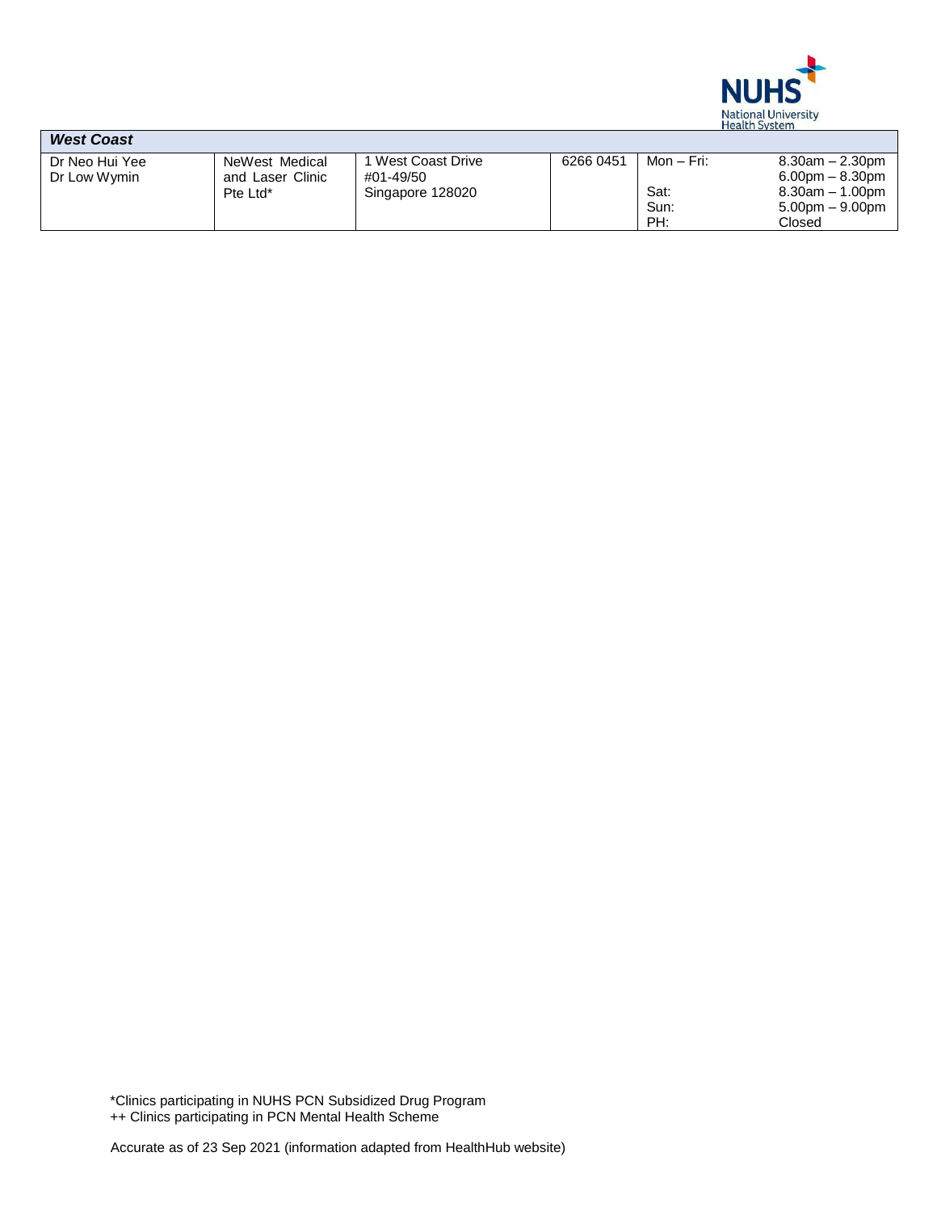| *West Coast* | | | | | |
|---|---|---|---|---|---|
| Dr Neo Hui Yee<br>Dr Low Wymin | NeWest Medical and Laser Clinic Pte Ltd* | 1 West Coast Drive<br>#01-49/50<br>Singapore 128020 | 6266 0451 | Mon – Fri:<br><br>Sat:<br>Sun:<br>PH: | 8.30am – 2.30pm<br>6.00pm – 8.30pm<br>8.30am – 1.00pm<br>5.00pm – 9.00pm<br>Closed |

*Clinics participating in NUHS PCN Subsidized Drug Program
++ Clinics participating in PCN Mental Health Scheme

Accurate as of 23 Sep 2021 (information adapted from HealthHub website)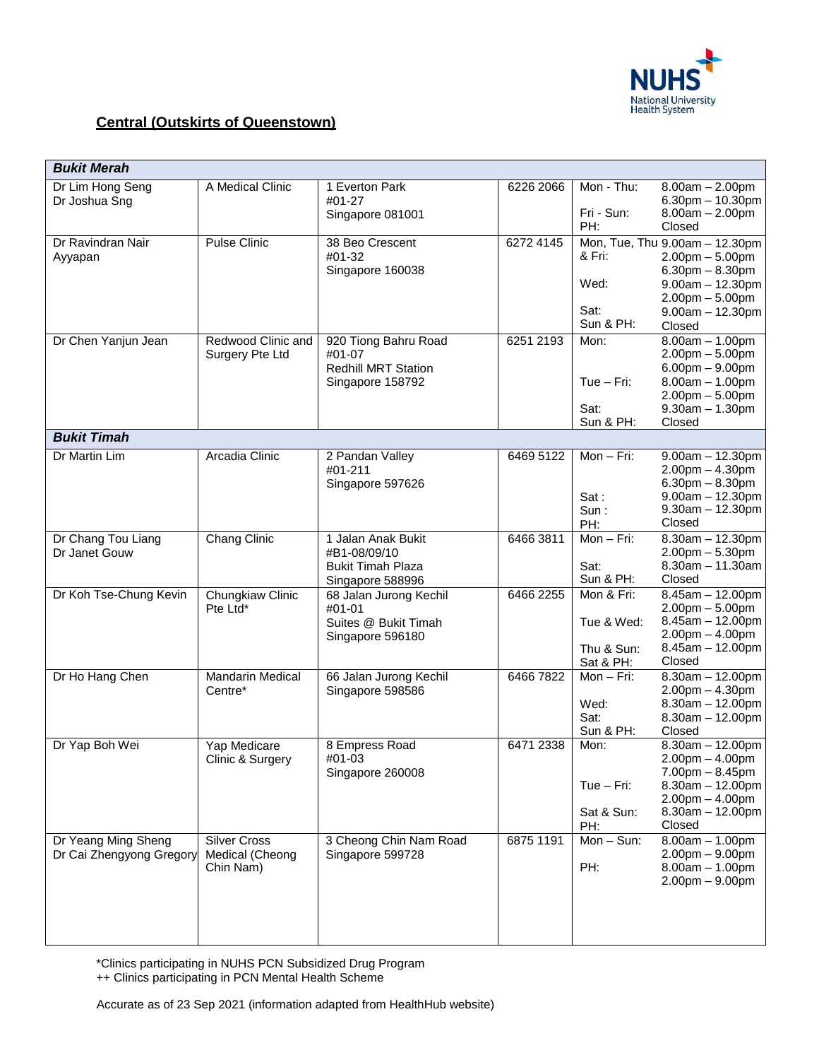## Central (Outskirts of Queenstown)

| Doctor | Clinic | Address | Phone | Opening Hours | |
|---|---|---|---|---|---|
| ***Bukit Merah*** | | | | | |
| Dr Lim Hong Seng<br>Dr Joshua Sng | A Medical Clinic | 1 Everton Park<br>#01-27<br>Singapore 081001 | 6226 2066 | Mon - Thu:<br><br>Fri - Sun:<br>PH: | 8.00am – 2.00pm<br>6.30pm – 10.30pm<br>8.00am – 2.00pm<br>Closed |
| Dr Ravindran Nair Ayyapan | Pulse Clinic | 38 Beo Crescent<br>#01-32<br>Singapore 160038 | 6272 4145 | Mon, Tue, Thu & Fri:<br><br><br>Wed:<br><br>Sat:<br>Sun & PH: | 9.00am – 12.30pm<br>2.00pm – 5.00pm<br>6.30pm – 8.30pm<br>9.00am – 12.30pm<br>2.00pm – 5.00pm<br>9.00am – 12.30pm<br>Closed |
| Dr Chen Yanjun Jean | Redwood Clinic and Surgery Pte Ltd | 920 Tiong Bahru Road<br>#01-07<br>Redhill MRT Station<br>Singapore 158792 | 6251 2193 | Mon:<br><br><br>Tue – Fri:<br><br>Sat:<br>Sun & PH: | 8.00am – 1.00pm<br>2.00pm – 5.00pm<br>6.00pm – 9.00pm<br>8.00am – 1.00pm<br>2.00pm – 5.00pm<br>9.30am – 1.30pm<br>Closed |
| ***Bukit Timah*** | | | | | |
| Dr Martin Lim | Arcadia Clinic | 2 Pandan Valley<br>#01-211<br>Singapore 597626 | 6469 5122 | Mon – Fri:<br><br><br>Sat :<br>Sun :<br>PH: | 9.00am – 12.30pm<br>2.00pm – 4.30pm<br>6.30pm – 8.30pm<br>9.00am – 12.30pm<br>9.30am – 12.30pm<br>Closed |
| Dr Chang Tou Liang<br>Dr Janet Gouw | Chang Clinic | 1 Jalan Anak Bukit<br>#B1-08/09/10<br>Bukit Timah Plaza<br>Singapore 588996 | 6466 3811 | Mon – Fri:<br><br>Sat:<br>Sun & PH: | 8.30am – 12.30pm<br>2.00pm – 5.30pm<br>8.30am – 11.30am<br>Closed |
| Dr Koh Tse-Chung Kevin | Chungkiaw Clinic Pte Ltd* | 68 Jalan Jurong Kechil<br>#01-01<br>Suites @ Bukit Timah<br>Singapore 596180 | 6466 2255 | Mon & Fri:<br><br>Tue & Wed:<br><br>Thu & Sun:<br>Sat & PH: | 8.45am – 12.00pm<br>2.00pm – 5.00pm<br>8.45am – 12.00pm<br>2.00pm – 4.00pm<br>8.45am – 12.00pm<br>Closed |
| Dr Ho Hang Chen | Mandarin Medical Centre* | 66 Jalan Jurong Kechil<br>Singapore 598586 | 6466 7822 | Mon – Fri:<br><br>Wed:<br>Sat:<br>Sun & PH: | 8.30am – 12.00pm<br>2.00pm – 4.30pm<br>8.30am – 12.00pm<br>8.30am – 12.00pm<br>Closed |
| Dr Yap Boh Wei | Yap Medicare Clinic & Surgery | 8 Empress Road<br>#01-03<br>Singapore 260008 | 6471 2338 | Mon:<br><br><br>Tue – Fri:<br><br>Sat & Sun:<br>PH: | 8.30am – 12.00pm<br>2.00pm – 4.00pm<br>7.00pm – 8.45pm<br>8.30am – 12.00pm<br>2.00pm – 4.00pm<br>8.30am – 12.00pm<br>Closed |
| Dr Yeang Ming Sheng<br>Dr Cai Zhengyong Gregory | Silver Cross Medical (Cheong Chin Nam) | 3 Cheong Chin Nam Road<br>Singapore 599728 | 6875 1191 | Mon – Sun:<br><br>PH: | 8.00am – 1.00pm<br>2.00pm – 9.00pm<br>8.00am – 1.00pm<br>2.00pm – 9.00pm |

*Clinics participating in NUHS PCN Subsidized Drug Program
++ Clinics participating in PCN Mental Health Scheme

Accurate as of 23 Sep 2021 (information adapted from HealthHub website)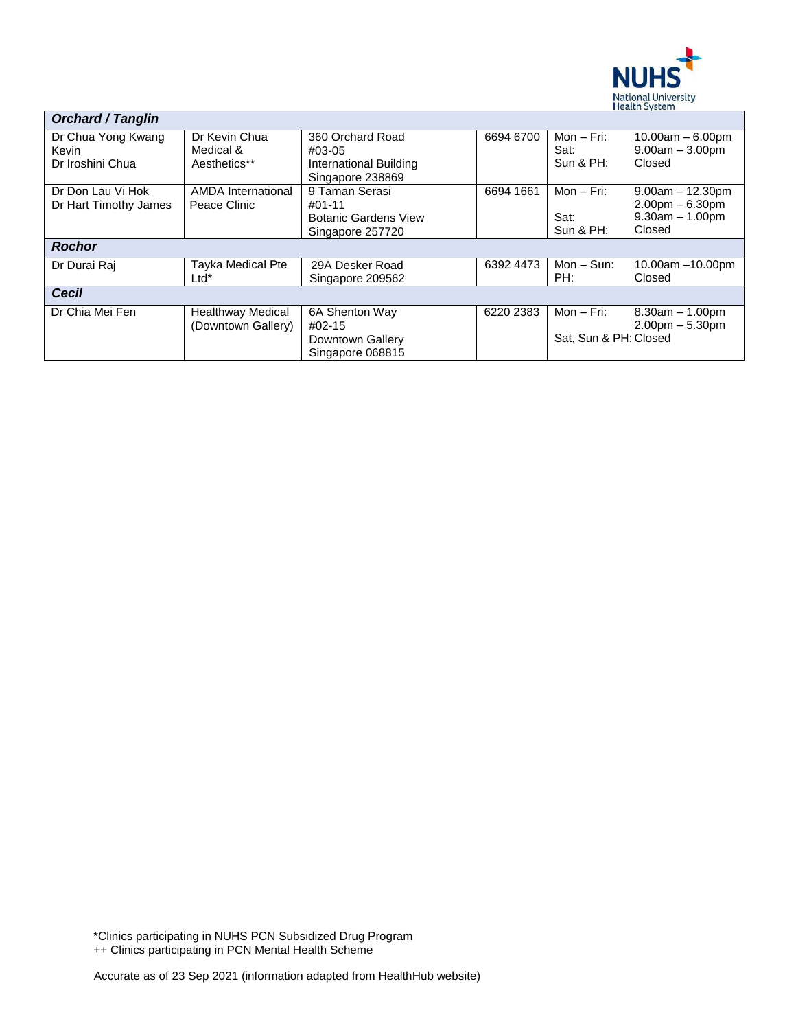| Orchard / Tanglin | | | | |
|---|---|---|---|---|
| Dr Chua Yong Kwang Kevin<br>Dr Iroshini Chua | Dr Kevin Chua Medical & Aesthetics** | 360 Orchard Road<br>#03-05<br>International Building<br>Singapore 238869 | 6694 6700 | Mon – Fri: 10.00am – 6.00pm<br>Sat: 9.00am – 3.00pm<br>Sun & PH: Closed |
| Dr Don Lau Vi Hok<br>Dr Hart Timothy James | AMDA International Peace Clinic | 9 Taman Serasi<br>#01-11<br>Botanic Gardens View<br>Singapore 257720 | 6694 1661 | Mon – Fri: 9.00am – 12.30pm<br>2.00pm – 6.30pm<br>Sat: 9.30am – 1.00pm<br>Sun & PH: Closed |
| **Rochor** | | | | |
| Dr Durai Raj | Tayka Medical Pte Ltd* | 29A Desker Road<br>Singapore 209562 | 6392 4473 | Mon – Sun: 10.00am –10.00pm<br>PH: Closed |
| **Cecil** | | | | |
| Dr Chia Mei Fen | Healthway Medical (Downtown Gallery) | 6A Shenton Way<br>#02-15<br>Downtown Gallery<br>Singapore 068815 | 6220 2383 | Mon – Fri: 8.30am – 1.00pm<br>2.00pm – 5.30pm<br>Sat, Sun & PH: Closed |

*Clinics participating in NUHS PCN Subsidized Drug Program
++ Clinics participating in PCN Mental Health Scheme

Accurate as of 23 Sep 2021 (information adapted from HealthHub website)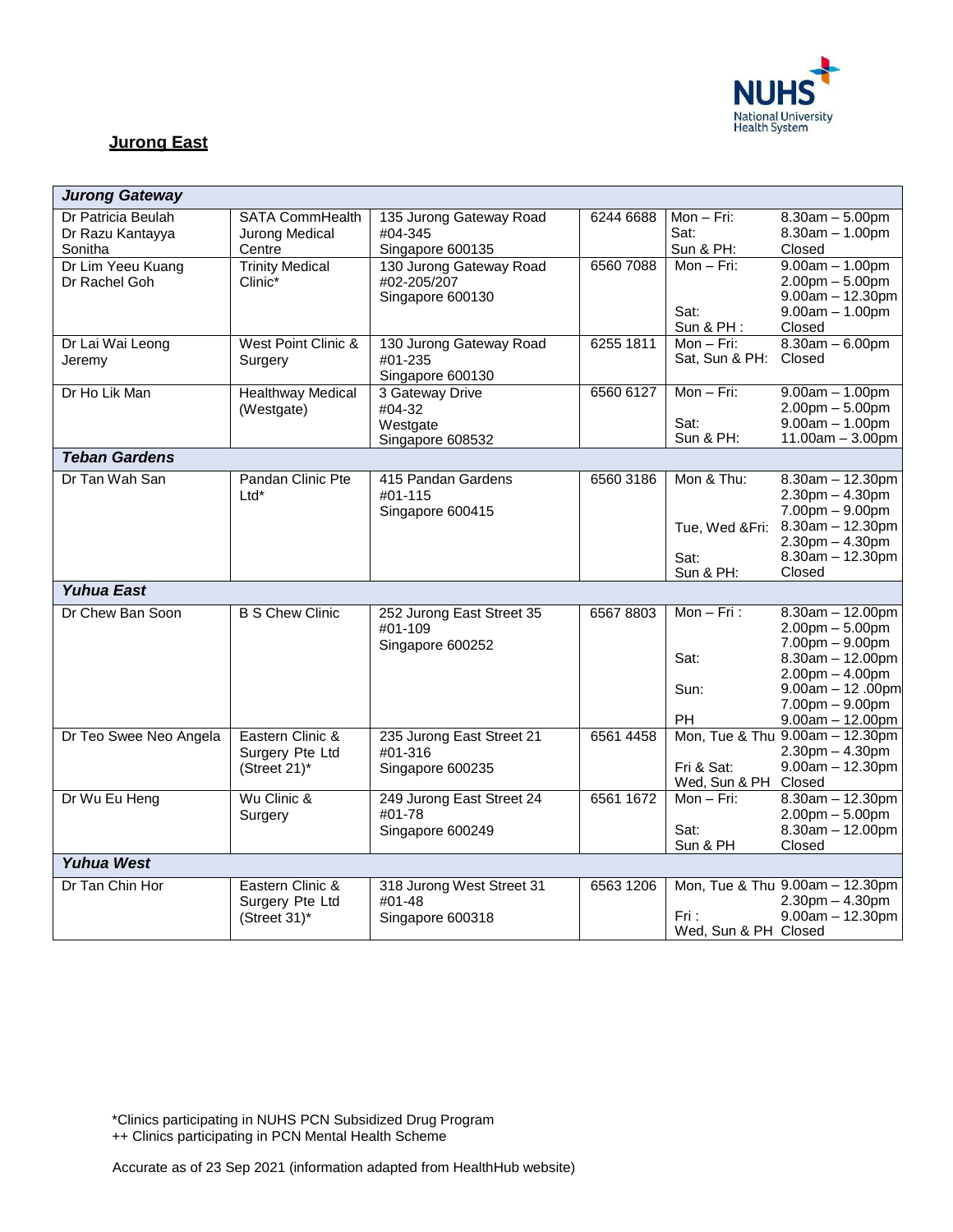## Jurong East

| Jurong Gateway | | | | | |
|---|---|---|---|---|---|
| Dr Patricia Beulah<br>Dr Razu Kantayya Sonitha | SATA CommHealth Jurong Medical Centre | 135 Jurong Gateway Road<br>#04-345<br>Singapore 600135 | 6244 6688 | Mon – Fri:<br>Sat:<br>Sun & PH: | 8.30am – 5.00pm<br>8.30am – 1.00pm<br>Closed |
| Dr Lim Yeeu Kuang<br>Dr Rachel Goh | Trinity Medical Clinic* | 130 Jurong Gateway Road<br>#02-205/207<br>Singapore 600130 | 6560 7088 | Mon – Fri:<br><br><br>Sat:<br>Sun & PH : | 9.00am – 1.00pm<br>2.00pm – 5.00pm<br>9.00am – 12.30pm<br>9.00am – 1.00pm<br>Closed |
| Dr Lai Wai Leong Jeremy | West Point Clinic & Surgery | 130 Jurong Gateway Road<br>#01-235<br>Singapore 600130 | 6255 1811 | Mon – Fri:<br>Sat, Sun & PH: | 8.30am – 6.00pm<br>Closed |
| Dr Ho Lik Man | Healthway Medical (Westgate) | 3 Gateway Drive<br>#04-32<br>Westgate<br>Singapore 608532 | 6560 6127 | Mon – Fri:<br><br>Sat:<br>Sun & PH: | 9.00am – 1.00pm<br>2.00pm – 5.00pm<br>9.00am – 1.00pm<br>11.00am – 3.00pm |
| **Teban Gardens** | | | | | |
| Dr Tan Wah San | Pandan Clinic Pte Ltd* | 415 Pandan Gardens<br>#01-115<br>Singapore 600415 | 6560 3186 | Mon & Thu:<br><br><br>Tue, Wed &Fri:<br><br>Sat:<br>Sun & PH: | 8.30am – 12.30pm<br>2.30pm – 4.30pm<br>7.00pm – 9.00pm<br>8.30am – 12.30pm<br>2.30pm – 4.30pm<br>8.30am – 12.30pm<br>Closed |
| **Yuhua East** | | | | | |
| Dr Chew Ban Soon | B S Chew Clinic | 252 Jurong East Street 35<br>#01-109<br>Singapore 600252 | 6567 8803 | Mon – Fri :<br><br><br>Sat:<br><br>Sun:<br><br>PH | 8.30am – 12.00pm<br>2.00pm – 5.00pm<br>7.00pm – 9.00pm<br>8.30am – 12.00pm<br>2.00pm – 4.00pm<br>9.00am – 12 .00pm<br>7.00pm – 9.00pm<br>9.00am – 12.00pm |
| Dr Teo Swee Neo Angela | Eastern Clinic & Surgery Pte Ltd (Street 21)* | 235 Jurong East Street 21<br>#01-316<br>Singapore 600235 | 6561 4458 | Mon, Tue & Thu<br><br>Fri & Sat:<br>Wed, Sun & PH | 9.00am – 12.30pm<br>2.30pm – 4.30pm<br>9.00am – 12.30pm<br>Closed |
| Dr Wu Eu Heng | Wu Clinic & Surgery | 249 Jurong East Street 24<br>#01-78<br>Singapore 600249 | 6561 1672 | Mon – Fri:<br><br>Sat:<br>Sun & PH | 8.30am – 12.30pm<br>2.00pm – 5.00pm<br>8.30am – 12.00pm<br>Closed |
| **Yuhua West** | | | | | |
| Dr Tan Chin Hor | Eastern Clinic & Surgery Pte Ltd (Street 31)* | 318 Jurong West Street 31<br>#01-48<br>Singapore 600318 | 6563 1206 | Mon, Tue & Thu<br><br>Fri :<br>Wed, Sun & PH | 9.00am – 12.30pm<br>2.30pm – 4.30pm<br>9.00am – 12.30pm<br>Closed |

*Clinics participating in NUHS PCN Subsidized Drug Program
++ Clinics participating in PCN Mental Health Scheme

Accurate as of 23 Sep 2021 (information adapted from HealthHub website)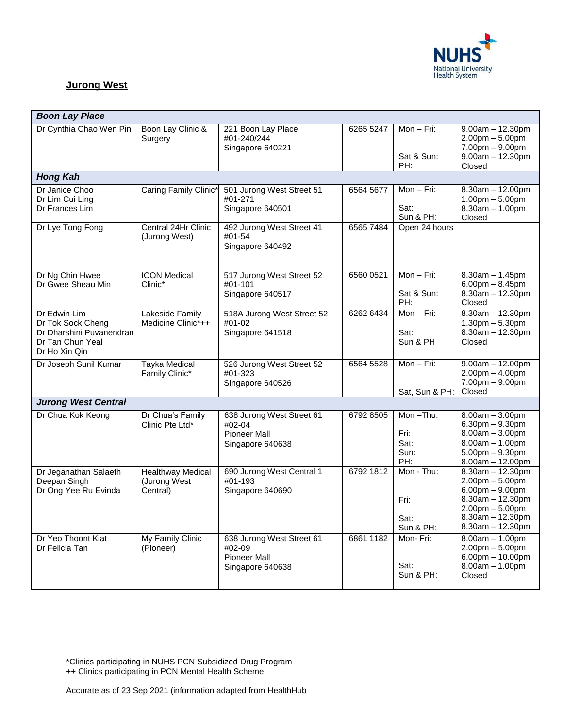## Jurong West

| Boon Lay Place | | | | | |
|---|---|---|---|---|---|
| Dr Cynthia Chao Wen Pin | Boon Lay Clinic & Surgery | 221 Boon Lay Place #01-240/244 Singapore 640221 | 6265 5247 | Mon – Fri:<br><br><br>Sat & Sun:<br>PH: | 9.00am – 12.30pm<br>2.00pm – 5.00pm<br>7.00pm – 9.00pm<br>9.00am – 12.30pm<br>Closed |
| **Hong Kah** | | | | | |
| Dr Janice Choo<br>Dr Lim Cui Ling<br>Dr Frances Lim | Caring Family Clinic* | 501 Jurong West Street 51 #01-271 Singapore 640501 | 6564 5677 | Mon – Fri:<br><br>Sat:<br>Sun & PH: | 8.30am – 12.00pm<br>1.00pm – 5.00pm<br>8.30am – 1.00pm<br>Closed |
| Dr Lye Tong Fong | Central 24Hr Clinic (Jurong West) | 492 Jurong West Street 41 #01-54 Singapore 640492 | 6565 7484 | Open 24 hours | |
| Dr Ng Chin Hwee<br>Dr Gwee Sheau Min | ICON Medical Clinic* | 517 Jurong West Street 52 #01-101 Singapore 640517 | 6560 0521 | Mon – Fri:<br><br>Sat & Sun:<br>PH: | 8.30am – 1.45pm<br>6.00pm – 8.45pm<br>8.30am – 12.30pm<br>Closed |
| Dr Edwin Lim<br>Dr Tok Sock Cheng<br>Dr Dharshini Puvanendran<br>Dr Tan Chun Yeal<br>Dr Ho Xin Qin | Lakeside Family Medicine Clinic*++ | 518A Jurong West Street 52 #01-02 Singapore 641518 | 6262 6434 | Mon – Fri:<br><br>Sat:<br>Sun & PH | 8.30am – 12.30pm<br>1.30pm – 5.30pm<br>8.30am – 12.30pm<br>Closed |
| Dr Joseph Sunil Kumar | Tayka Medical Family Clinic* | 526 Jurong West Street 52 #01-323 Singapore 640526 | 6564 5528 | Mon – Fri:<br><br><br>Sat, Sun & PH: | 9.00am – 12.00pm<br>2.00pm – 4.00pm<br>7.00pm – 9.00pm<br>Closed |
| **Jurong West Central** | | | | | |
| Dr Chua Kok Keong | Dr Chua's Family Clinic Pte Ltd* | 638 Jurong West Street 61 #02-04 Pioneer Mall Singapore 640638 | 6792 8505 | Mon –Thu:<br><br>Fri:<br>Sat:<br>Sun:<br>PH: | 8.00am – 3.00pm<br>6.30pm – 9.30pm<br>8.00am – 3.00pm<br>8.00am – 1.00pm<br>5.00pm – 9.30pm<br>8.00am – 12.00pm |
| Dr Jeganathan Salaeth Deepan Singh<br>Dr Ong Yee Ru Evinda | Healthway Medical (Jurong West Central) | 690 Jurong West Central 1 #01-193 Singapore 640690 | 6792 1812 | Mon - Thu:<br><br><br>Fri:<br><br>Sat:<br>Sun & PH: | 8.30am – 12.30pm<br>2.00pm – 5.00pm<br>6.00pm – 9.00pm<br>8.30am – 12.30pm<br>2.00pm – 5.00pm<br>8.30am – 12.30pm<br>8.30am – 12.30pm |
| Dr Yeo Thoont Kiat<br>Dr Felicia Tan | My Family Clinic (Pioneer) | 638 Jurong West Street 61 #02-09 Pioneer Mall Singapore 640638 | 6861 1182 | Mon- Fri:<br><br><br>Sat:<br>Sun & PH: | 8.00am – 1.00pm<br>2.00pm – 5.00pm<br>6.00pm – 10.00pm<br>8.00am – 1.00pm<br>Closed |

*Clinics participating in NUHS PCN Subsidized Drug Program
++ Clinics participating in PCN Mental Health Scheme

Accurate as of 23 Sep 2021 (information adapted from HealthHub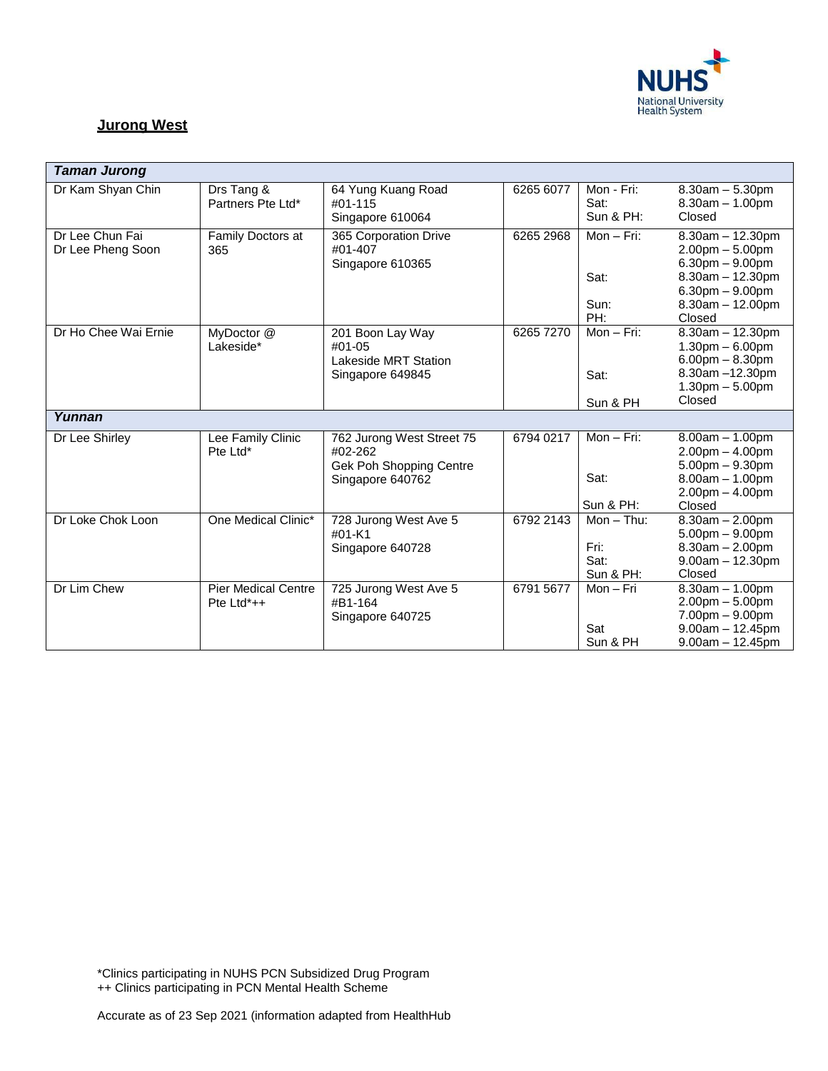## Jurong West

| Doctor | Clinic | Address | Tel | Day | Hours |
|---|---|---|---|---|---|
| ***Taman Jurong*** | | | | | |
| Dr Kam Shyan Chin | Drs Tang & Partners Pte Ltd* | 64 Yung Kuang Road #01-115 Singapore 610064 | 6265 6077 | Mon - Fri:<br>Sat:<br>Sun & PH: | 8.30am – 5.30pm<br>8.30am – 1.00pm<br>Closed |
| Dr Lee Chun Fai<br>Dr Lee Pheng Soon | Family Doctors at 365 | 365 Corporation Drive #01-407 Singapore 610365 | 6265 2968 | Mon – Fri:<br><br><br>Sat:<br><br>Sun:<br>PH: | 8.30am – 12.30pm<br>2.00pm – 5.00pm<br>6.30pm – 9.00pm<br>8.30am – 12.30pm<br>6.30pm – 9.00pm<br>8.30am – 12.00pm<br>Closed |
| Dr Ho Chee Wai Ernie | MyDoctor @ Lakeside* | 201 Boon Lay Way #01-05 Lakeside MRT Station Singapore 649845 | 6265 7270 | Mon – Fri:<br><br><br>Sat:<br><br>Sun & PH | 8.30am – 12.30pm<br>1.30pm – 6.00pm<br>6.00pm – 8.30pm<br>8.30am –12.30pm<br>1.30pm – 5.00pm<br>Closed |
| ***Yunnan*** | | | | | |
| Dr Lee Shirley | Lee Family Clinic Pte Ltd* | 762 Jurong West Street 75 #02-262 Gek Poh Shopping Centre Singapore 640762 | 6794 0217 | Mon – Fri:<br><br><br>Sat:<br><br>Sun & PH: | 8.00am – 1.00pm<br>2.00pm – 4.00pm<br>5.00pm – 9.30pm<br>8.00am – 1.00pm<br>2.00pm – 4.00pm<br>Closed |
| Dr Loke Chok Loon | One Medical Clinic* | 728 Jurong West Ave 5 #01-K1 Singapore 640728 | 6792 2143 | Mon – Thu:<br><br>Fri:<br>Sat:<br>Sun & PH: | 8.30am – 2.00pm<br>5.00pm – 9.00pm<br>8.30am – 2.00pm<br>9.00am – 12.30pm<br>Closed |
| Dr Lim Chew | Pier Medical Centre Pte Ltd*++ | 725 Jurong West Ave 5 #B1-164 Singapore 640725 | 6791 5677 | Mon – Fri<br><br><br>Sat<br>Sun & PH | 8.30am – 1.00pm<br>2.00pm – 5.00pm<br>7.00pm – 9.00pm<br>9.00am – 12.45pm<br>9.00am – 12.45pm |

*Clinics participating in NUHS PCN Subsidized Drug Program
++ Clinics participating in PCN Mental Health Scheme

Accurate as of 23 Sep 2021 (information adapted from HealthHub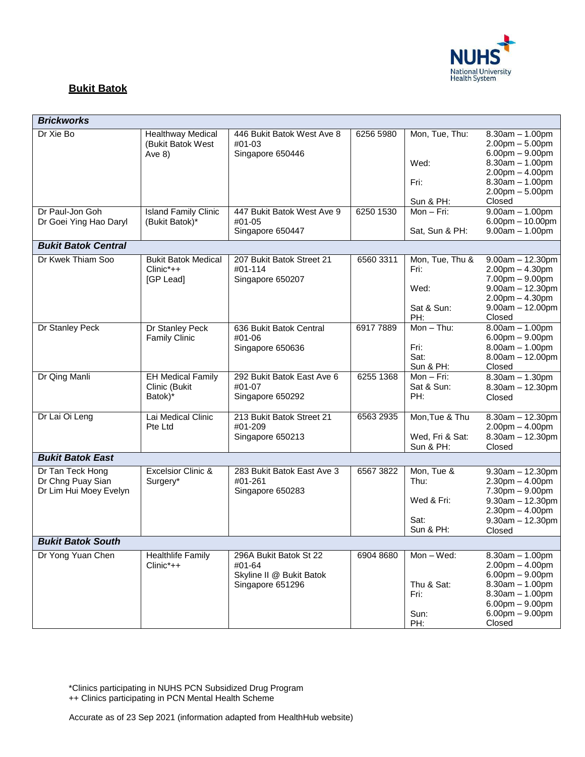## Bukit Batok

| Doctor | Clinic | Address | Phone | Days | Hours |
|---|---|---|---|---|---|
| ***Brickworks*** | | | | | |
| Dr Xie Bo | Healthway Medical (Bukit Batok West Ave 8) | 446 Bukit Batok West Ave 8 #01-03 Singapore 650446 | 6256 5980 | Mon, Tue, Thu:<br>Wed:<br>Fri:<br>Sun & PH: | 8.30am – 1.00pm<br>2.00pm – 5.00pm<br>6.00pm – 9.00pm<br>8.30am – 1.00pm<br>2.00pm – 4.00pm<br>8.30am – 1.00pm<br>2.00pm – 5.00pm<br>Closed |
| Dr Paul-Jon Goh<br>Dr Goei Ying Hao Daryl | Island Family Clinic (Bukit Batok)* | 447 Bukit Batok West Ave 9 #01-05 Singapore 650447 | 6250 1530 | Mon – Fri:<br>Sat, Sun & PH: | 9.00am – 1.00pm<br>6.00pm – 10.00pm<br>9.00am – 1.00pm |
| ***Bukit Batok Central*** | | | | | |
| Dr Kwek Thiam Soo | Bukit Batok Medical Clinic*++ [GP Lead] | 207 Bukit Batok Street 21 #01-114 Singapore 650207 | 6560 3311 | Mon, Tue, Thu & Fri:<br>Wed:<br>Sat & Sun:<br>PH: | 9.00am – 12.30pm<br>2.00pm – 4.30pm<br>7.00pm – 9.00pm<br>9.00am – 12.30pm<br>2.00pm – 4.30pm<br>9.00am – 12.00pm<br>Closed |
| Dr Stanley Peck | Dr Stanley Peck Family Clinic | 636 Bukit Batok Central #01-06 Singapore 650636 | 6917 7889 | Mon – Thu:<br>Fri:<br>Sat:<br>Sun & PH: | 8.00am – 1.00pm<br>6.00pm – 9.00pm<br>8.00am – 1.00pm<br>8.00am – 12.00pm<br>Closed |
| Dr Qing Manli | EH Medical Family Clinic (Bukit Batok)* | 292 Bukit Batok East Ave 6 #01-07 Singapore 650292 | 6255 1368 | Mon – Fri:<br>Sat & Sun:<br>PH: | 8.30am – 1.30pm<br>8.30am – 12.30pm<br>Closed |
| Dr Lai Oi Leng | Lai Medical Clinic Pte Ltd | 213 Bukit Batok Street 21 #01-209 Singapore 650213 | 6563 2935 | Mon,Tue & Thu<br>Wed, Fri & Sat:<br>Sun & PH: | 8.30am – 12.30pm<br>2.00pm – 4.00pm<br>8.30am – 12.30pm<br>Closed |
| ***Bukit Batok East*** | | | | | |
| Dr Tan Teck Hong<br>Dr Chng Puay Sian<br>Dr Lim Hui Moey Evelyn | Excelsior Clinic & Surgery* | 283 Bukit Batok East Ave 3 #01-261 Singapore 650283 | 6567 3822 | Mon, Tue & Thu:<br>Wed & Fri:<br>Sat:<br>Sun & PH: | 9.30am – 12.30pm<br>2.30pm – 4.00pm<br>7.30pm – 9.00pm<br>9.30am – 12.30pm<br>2.30pm – 4.00pm<br>9.30am – 12.30pm<br>Closed |
| ***Bukit Batok South*** | | | | | |
| Dr Yong Yuan Chen | Healthlife Family Clinic*++ | 296A Bukit Batok St 22 #01-64 Skyline II @ Bukit Batok Singapore 651296 | 6904 8680 | Mon – Wed:<br>Thu & Sat:<br>Fri:<br>Sun:<br>PH: | 8.30am – 1.00pm<br>2.00pm – 4.00pm<br>6.00pm – 9.00pm<br>8.30am – 1.00pm<br>8.30am – 1.00pm<br>6.00pm – 9.00pm<br>6.00pm – 9.00pm<br>Closed |

*Clinics participating in NUHS PCN Subsidized Drug Program
++ Clinics participating in PCN Mental Health Scheme

Accurate as of 23 Sep 2021 (information adapted from HealthHub website)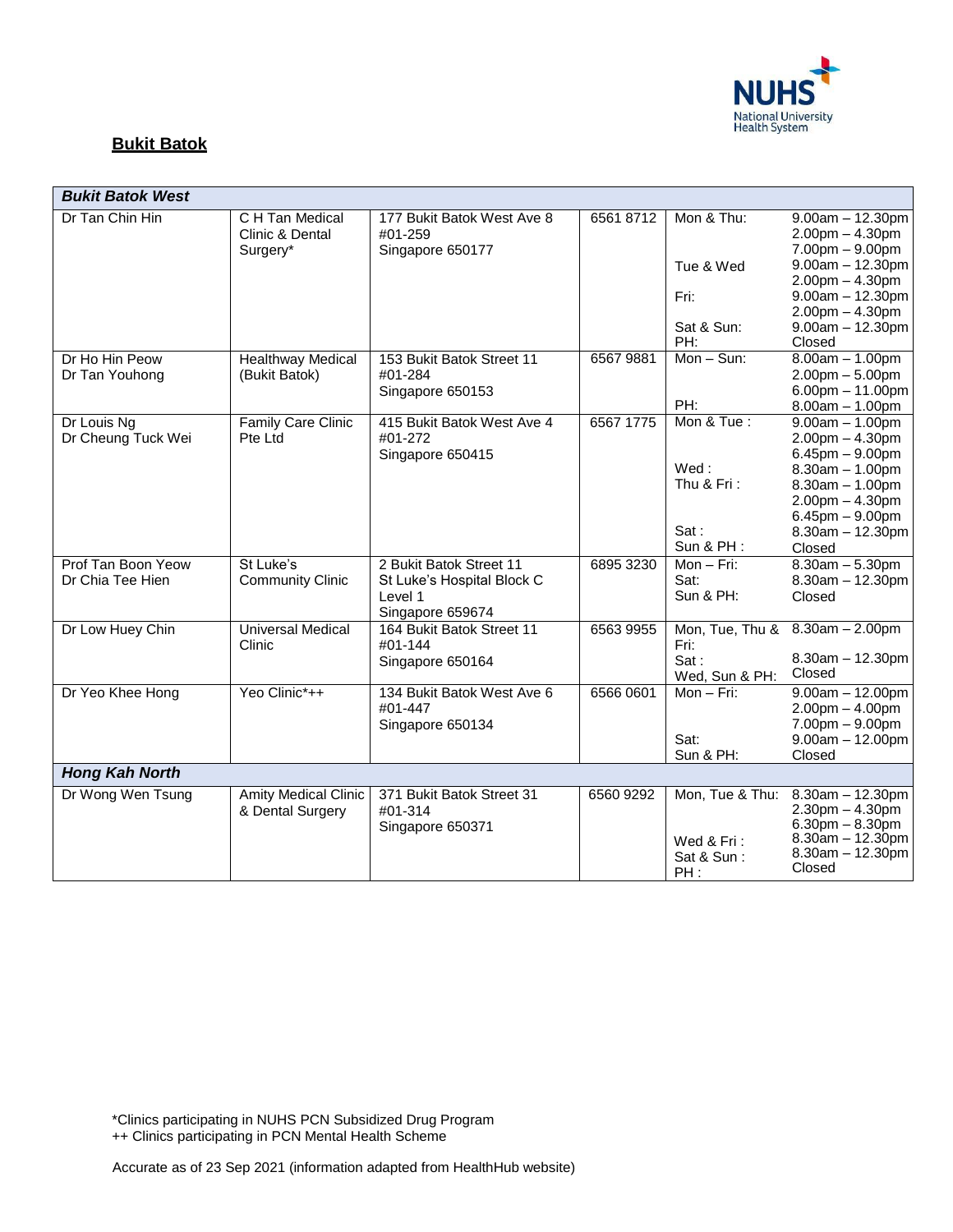## Bukit Batok

| | | | | | |
|---|---|---|---|---|---|
| ***Bukit Batok West*** | | | | | |
| Dr Tan Chin Hin | C H Tan Medical Clinic & Dental Surgery* | 177 Bukit Batok West Ave 8 #01-259 Singapore 650177 | 6561 8712 | Mon & Thu:<br><br><br>Tue & Wed<br><br>Fri:<br><br>Sat & Sun:<br>PH: | 9.00am – 12.30pm<br>2.00pm – 4.30pm<br>7.00pm – 9.00pm<br>9.00am – 12.30pm<br>2.00pm – 4.30pm<br>9.00am – 12.30pm<br>2.00pm – 4.30pm<br>9.00am – 12.30pm<br>Closed |
| Dr Ho Hin Peow<br>Dr Tan Youhong | Healthway Medical (Bukit Batok) | 153 Bukit Batok Street 11 #01-284 Singapore 650153 | 6567 9881 | Mon – Sun:<br><br><br>PH: | 8.00am – 1.00pm<br>2.00pm – 5.00pm<br>6.00pm – 11.00pm<br>8.00am – 1.00pm |
| Dr Louis Ng<br>Dr Cheung Tuck Wei | Family Care Clinic Pte Ltd | 415 Bukit Batok West Ave 4 #01-272 Singapore 650415 | 6567 1775 | Mon & Tue :<br><br><br>Wed :<br>Thu & Fri :<br><br><br>Sat :<br>Sun & PH : | 9.00am – 1.00pm<br>2.00pm – 4.30pm<br>6.45pm – 9.00pm<br>8.30am – 1.00pm<br>8.30am – 1.00pm<br>2.00pm – 4.30pm<br>6.45pm – 9.00pm<br>8.30am – 12.30pm<br>Closed |
| Prof Tan Boon Yeow<br>Dr Chia Tee Hien | St Luke's Community Clinic | 2 Bukit Batok Street 11 St Luke's Hospital Block C Level 1 Singapore 659674 | 6895 3230 | Mon – Fri:<br>Sat:<br>Sun & PH: | 8.30am – 5.30pm<br>8.30am – 12.30pm<br>Closed |
| Dr Low Huey Chin | Universal Medical Clinic | 164 Bukit Batok Street 11 #01-144 Singapore 650164 | 6563 9955 | Mon, Tue, Thu & Fri:<br>Sat :<br>Wed, Sun & PH: | 8.30am – 2.00pm<br><br>8.30am – 12.30pm<br>Closed |
| Dr Yeo Khee Hong | Yeo Clinic*++ | 134 Bukit Batok West Ave 6 #01-447 Singapore 650134 | 6566 0601 | Mon – Fri:<br><br><br>Sat:<br>Sun & PH: | 9.00am – 12.00pm<br>2.00pm – 4.00pm<br>7.00pm – 9.00pm<br>9.00am – 12.00pm<br>Closed |
| ***Hong Kah North*** | | | | | |
| Dr Wong Wen Tsung | Amity Medical Clinic & Dental Surgery | 371 Bukit Batok Street 31 #01-314 Singapore 650371 | 6560 9292 | Mon, Tue & Thu:<br><br><br>Wed & Fri :<br>Sat & Sun :<br>PH : | 8.30am – 12.30pm<br>2.30pm – 4.30pm<br>6.30pm – 8.30pm<br>8.30am – 12.30pm<br>8.30am – 12.30pm<br>Closed |

*Clinics participating in NUHS PCN Subsidized Drug Program
++ Clinics participating in PCN Mental Health Scheme

Accurate as of 23 Sep 2021 (information adapted from HealthHub website)